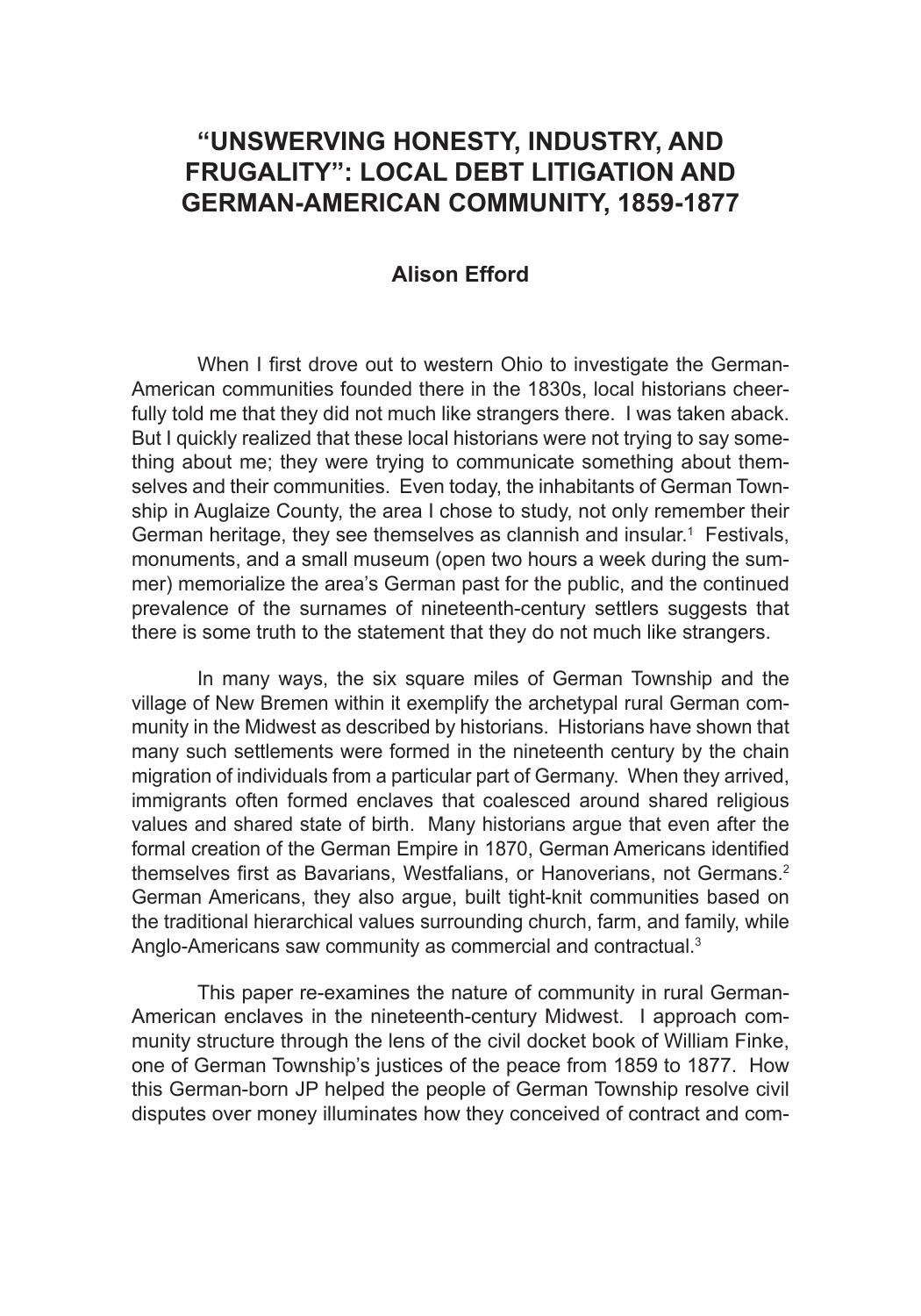# "UNSWERVING HONESTY, INDUSTRY, AND FRUGALITY": LOCAL DEBT LITIGATION AND GERMAN-AMERICAN COMMUNITY, 1859-1877

**Alison Efford**

When I first drove out to western Ohio to investigate the German-American communities founded there in the 1830s, local historians cheerfully told me that they did not much like strangers there. I was taken aback. But I quickly realized that these local historians were not trying to say something about me; they were trying to communicate something about themselves and their communities. Even today, the inhabitants of German Township in Auglaize County, the area I chose to study, not only remember their German heritage, they see themselves as clannish and insular.[1] Festivals, monuments, and a small museum (open two hours a week during the summer) memorialize the area's German past for the public, and the continued prevalence of the surnames of nineteenth-century settlers suggests that there is some truth to the statement that they do not much like strangers.

In many ways, the six square miles of German Township and the village of New Bremen within it exemplify the archetypal rural German community in the Midwest as described by historians. Historians have shown that many such settlements were formed in the nineteenth century by the chain migration of individuals from a particular part of Germany. When they arrived, immigrants often formed enclaves that coalesced around shared religious values and shared state of birth. Many historians argue that even after the formal creation of the German Empire in 1870, German Americans identified themselves first as Bavarians, Westfalians, or Hanoverians, not Germans.[2] German Americans, they also argue, built tight-knit communities based on the traditional hierarchical values surrounding church, farm, and family, while Anglo-Americans saw community as commercial and contractual.[3]

This paper re-examines the nature of community in rural German-American enclaves in the nineteenth-century Midwest. I approach community structure through the lens of the civil docket book of William Finke, one of German Township's justices of the peace from 1859 to 1877. How this German-born JP helped the people of German Township resolve civil disputes over money illuminates how they conceived of contract and com-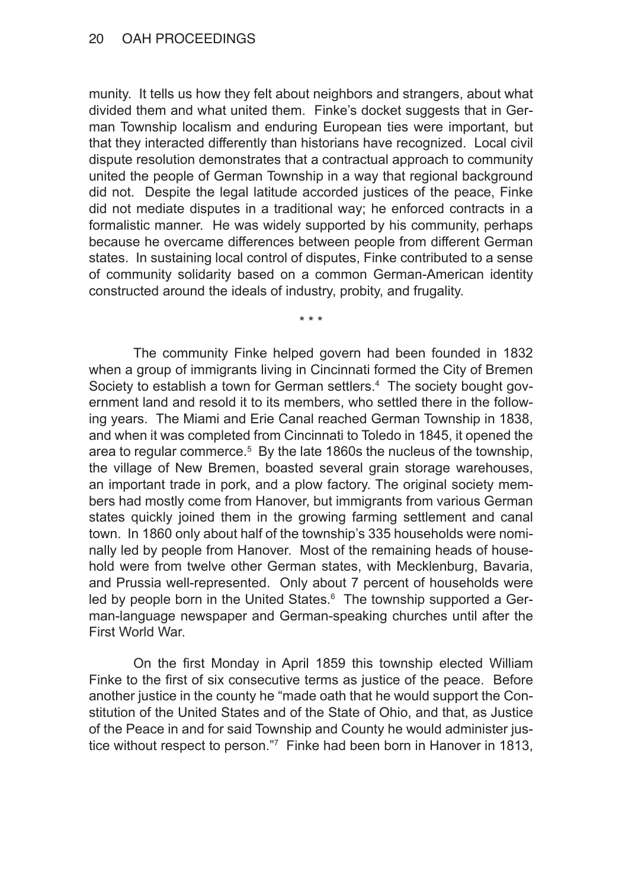munity. It tells us how they felt about neighbors and strangers, about what divided them and what united them. Finke's docket suggests that in German Township localism and enduring European ties were important, but that they interacted differently than historians have recognized. Local civil dispute resolution demonstrates that a contractual approach to community united the people of German Township in a way that regional background did not. Despite the legal latitude accorded justices of the peace, Finke did not mediate disputes in a traditional way; he enforced contracts in a formalistic manner. He was widely supported by his community, perhaps because he overcame differences between people from different German states. In sustaining local control of disputes, Finke contributed to a sense of community solidarity based on a common German-American identity constructed around the ideals of industry, probity, and frugality.

\* \* \*

The community Finke helped govern had been founded in 1832 when a group of immigrants living in Cincinnati formed the City of Bremen Society to establish a town for German settlers.[4] The society bought government land and resold it to its members, who settled there in the following years. The Miami and Erie Canal reached German Township in 1838, and when it was completed from Cincinnati to Toledo in 1845, it opened the area to regular commerce.[5] By the late 1860s the nucleus of the township, the village of New Bremen, boasted several grain storage warehouses, an important trade in pork, and a plow factory. The original society members had mostly come from Hanover, but immigrants from various German states quickly joined them in the growing farming settlement and canal town. In 1860 only about half of the township's 335 households were nominally led by people from Hanover. Most of the remaining heads of household were from twelve other German states, with Mecklenburg, Bavaria, and Prussia well-represented. Only about 7 percent of households were led by people born in the United States.[6] The township supported a German-language newspaper and German-speaking churches until after the First World War.

On the first Monday in April 1859 this township elected William Finke to the first of six consecutive terms as justice of the peace. Before another justice in the county he "made oath that he would support the Constitution of the United States and of the State of Ohio, and that, as Justice of the Peace in and for said Township and County he would administer justice without respect to person."[7] Finke had been born in Hanover in 1813,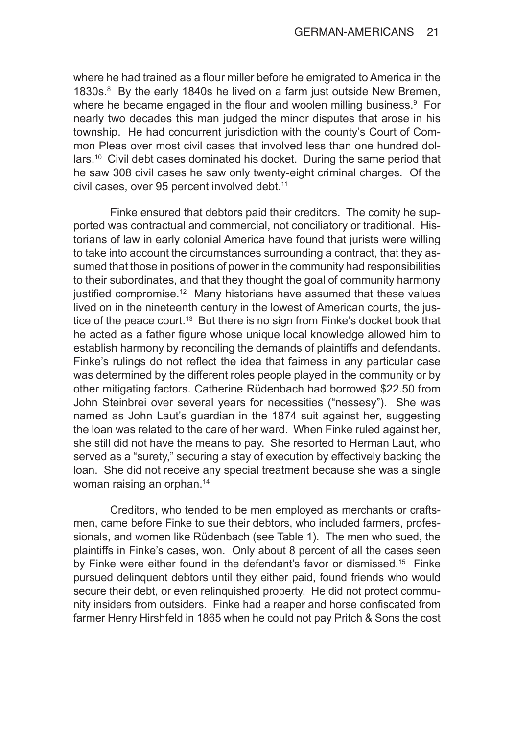where he had trained as a flour miller before he emigrated to America in the 1830s.[8] By the early 1840s he lived on a farm just outside New Bremen, where he became engaged in the flour and woolen milling business.[9] For nearly two decades this man judged the minor disputes that arose in his township. He had concurrent jurisdiction with the county's Court of Common Pleas over most civil cases that involved less than one hundred dollars.[10] Civil debt cases dominated his docket. During the same period that he saw 308 civil cases he saw only twenty-eight criminal charges. Of the civil cases, over 95 percent involved debt.[11]

Finke ensured that debtors paid their creditors. The comity he supported was contractual and commercial, not conciliatory or traditional. Historians of law in early colonial America have found that jurists were willing to take into account the circumstances surrounding a contract, that they assumed that those in positions of power in the community had responsibilities to their subordinates, and that they thought the goal of community harmony justified compromise.[12] Many historians have assumed that these values lived on in the nineteenth century in the lowest of American courts, the justice of the peace court.[13] But there is no sign from Finke's docket book that he acted as a father figure whose unique local knowledge allowed him to establish harmony by reconciling the demands of plaintiffs and defendants. Finke's rulings do not reflect the idea that fairness in any particular case was determined by the different roles people played in the community or by other mitigating factors. Catherine Rüdenbach had borrowed $22.50 from John Steinbrei over several years for necessities ("nessesy"). She was named as John Laut's guardian in the 1874 suit against her, suggesting the loan was related to the care of her ward. When Finke ruled against her, she still did not have the means to pay. She resorted to Herman Laut, who served as a "surety," securing a stay of execution by effectively backing the loan. She did not receive any special treatment because she was a single woman raising an orphan.[14]

Creditors, who tended to be men employed as merchants or craftsmen, came before Finke to sue their debtors, who included farmers, professionals, and women like Rüdenbach (see Table 1). The men who sued, the plaintiffs in Finke's cases, won. Only about 8 percent of all the cases seen by Finke were either found in the defendant's favor or dismissed.[15] Finke pursued delinquent debtors until they either paid, found friends who would secure their debt, or even relinquished property. He did not protect community insiders from outsiders. Finke had a reaper and horse confiscated from farmer Henry Hirshfeld in 1865 when he could not pay Pritch & Sons the cost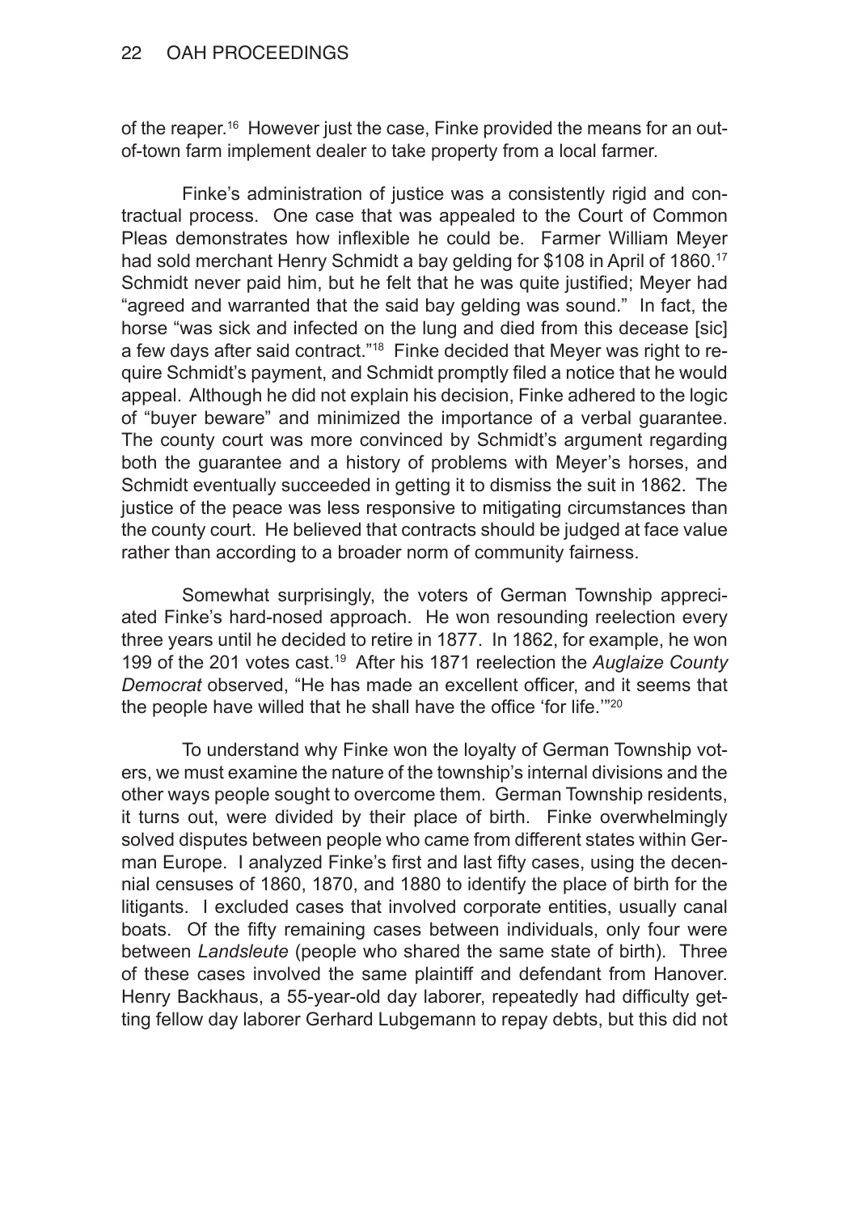of the reaper.[16] However just the case, Finke provided the means for an out-of-town farm implement dealer to take property from a local farmer.

Finke's administration of justice was a consistently rigid and contractual process. One case that was appealed to the Court of Common Pleas demonstrates how inflexible he could be. Farmer William Meyer had sold merchant Henry Schmidt a bay gelding for $108 in April of 1860.[17] Schmidt never paid him, but he felt that he was quite justified; Meyer had "agreed and warranted that the said bay gelding was sound." In fact, the horse "was sick and infected on the lung and died from this decease [sic] a few days after said contract."[18] Finke decided that Meyer was right to require Schmidt's payment, and Schmidt promptly filed a notice that he would appeal. Although he did not explain his decision, Finke adhered to the logic of "buyer beware" and minimized the importance of a verbal guarantee. The county court was more convinced by Schmidt's argument regarding both the guarantee and a history of problems with Meyer's horses, and Schmidt eventually succeeded in getting it to dismiss the suit in 1862. The justice of the peace was less responsive to mitigating circumstances than the county court. He believed that contracts should be judged at face value rather than according to a broader norm of community fairness.

Somewhat surprisingly, the voters of German Township appreciated Finke's hard-nosed approach. He won resounding reelection every three years until he decided to retire in 1877. In 1862, for example, he won 199 of the 201 votes cast.[19] After his 1871 reelection the *Auglaize County Democrat* observed, "He has made an excellent officer, and it seems that the people have willed that he shall have the office 'for life.'"[20]

To understand why Finke won the loyalty of German Township voters, we must examine the nature of the township's internal divisions and the other ways people sought to overcome them. German Township residents, it turns out, were divided by their place of birth. Finke overwhelmingly solved disputes between people who came from different states within German Europe. I analyzed Finke's first and last fifty cases, using the decennial censuses of 1860, 1870, and 1880 to identify the place of birth for the litigants. I excluded cases that involved corporate entities, usually canal boats. Of the fifty remaining cases between individuals, only four were between *Landsleute* (people who shared the same state of birth). Three of these cases involved the same plaintiff and defendant from Hanover. Henry Backhaus, a 55-year-old day laborer, repeatedly had difficulty getting fellow day laborer Gerhard Lubgemann to repay debts, but this did not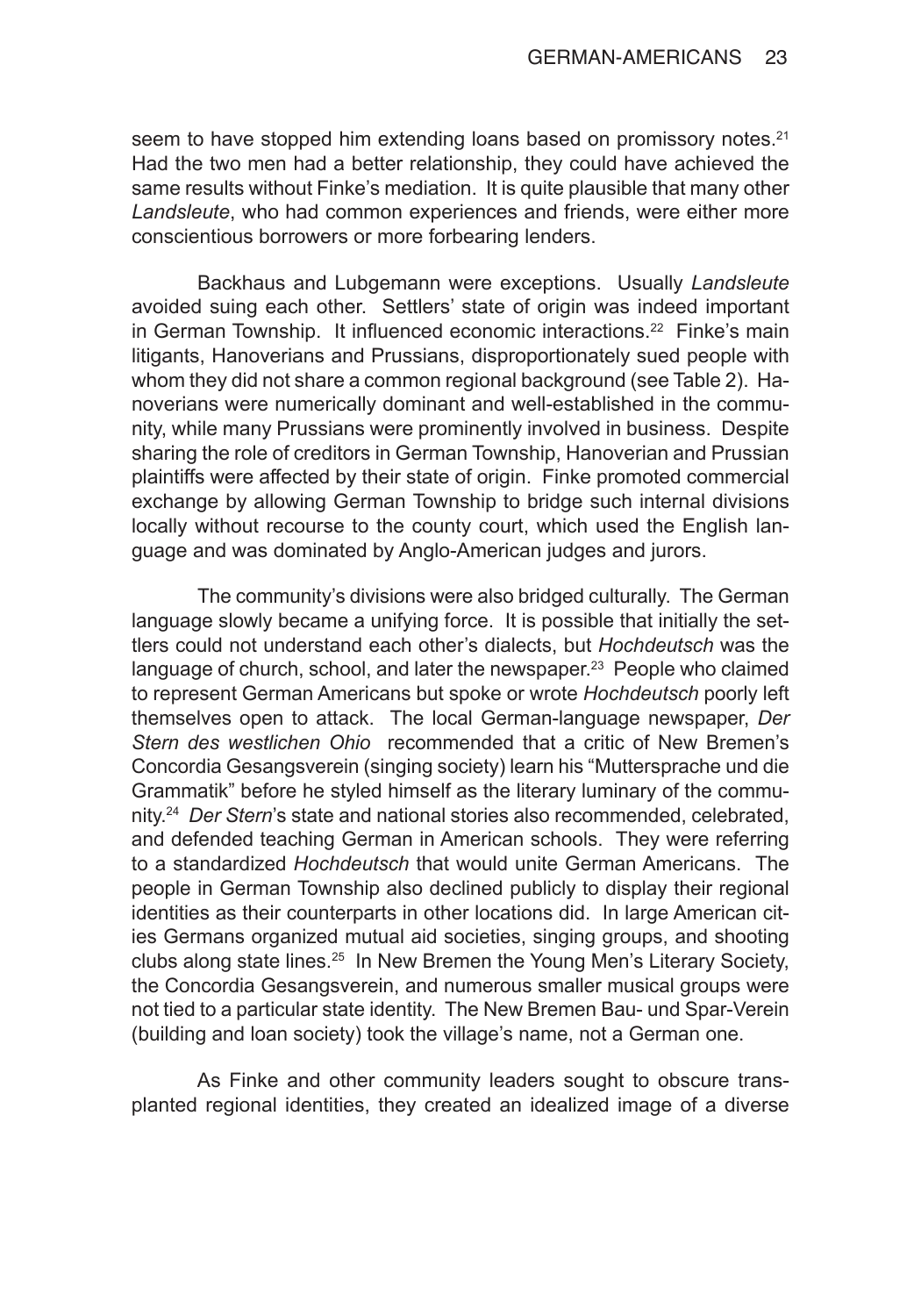seem to have stopped him extending loans based on promissory notes.[21] Had the two men had a better relationship, they could have achieved the same results without Finke's mediation. It is quite plausible that many other *Landsleute*, who had common experiences and friends, were either more conscientious borrowers or more forbearing lenders.

Backhaus and Lubgemann were exceptions. Usually *Landsleute* avoided suing each other. Settlers' state of origin was indeed important in German Township. It influenced economic interactions.[22] Finke's main litigants, Hanoverians and Prussians, disproportionately sued people with whom they did not share a common regional background (see Table 2). Hanoverians were numerically dominant and well-established in the community, while many Prussians were prominently involved in business. Despite sharing the role of creditors in German Township, Hanoverian and Prussian plaintiffs were affected by their state of origin. Finke promoted commercial exchange by allowing German Township to bridge such internal divisions locally without recourse to the county court, which used the English language and was dominated by Anglo-American judges and jurors.

The community's divisions were also bridged culturally. The German language slowly became a unifying force. It is possible that initially the settlers could not understand each other's dialects, but *Hochdeutsch* was the language of church, school, and later the newspaper.[23] People who claimed to represent German Americans but spoke or wrote *Hochdeutsch* poorly left themselves open to attack. The local German-language newspaper, *Der Stern des westlichen Ohio* recommended that a critic of New Bremen's Concordia Gesangsverein (singing society) learn his "Muttersprache und die Grammatik" before he styled himself as the literary luminary of the community.[24] *Der Stern*'s state and national stories also recommended, celebrated, and defended teaching German in American schools. They were referring to a standardized *Hochdeutsch* that would unite German Americans. The people in German Township also declined publicly to display their regional identities as their counterparts in other locations did. In large American cities Germans organized mutual aid societies, singing groups, and shooting clubs along state lines.[25] In New Bremen the Young Men's Literary Society, the Concordia Gesangsverein, and numerous smaller musical groups were not tied to a particular state identity. The New Bremen Bau- und Spar-Verein (building and loan society) took the village's name, not a German one.

As Finke and other community leaders sought to obscure transplanted regional identities, they created an idealized image of a diverse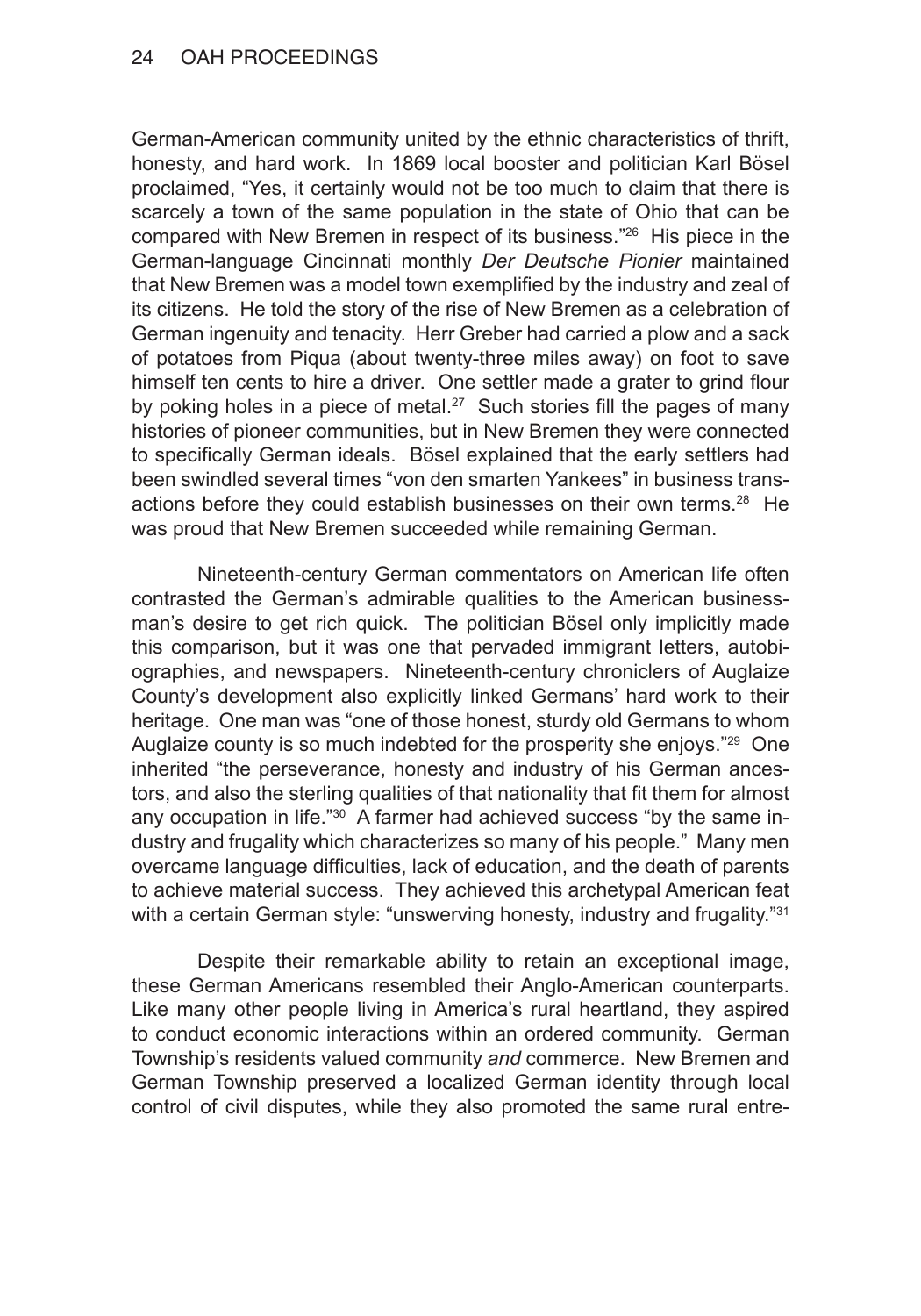German-American community united by the ethnic characteristics of thrift, honesty, and hard work. In 1869 local booster and politician Karl Bösel proclaimed, "Yes, it certainly would not be too much to claim that there is scarcely a town of the same population in the state of Ohio that can be compared with New Bremen in respect of its business."[26] His piece in the German-language Cincinnati monthly *Der Deutsche Pionier* maintained that New Bremen was a model town exemplified by the industry and zeal of its citizens. He told the story of the rise of New Bremen as a celebration of German ingenuity and tenacity. Herr Greber had carried a plow and a sack of potatoes from Piqua (about twenty-three miles away) on foot to save himself ten cents to hire a driver. One settler made a grater to grind flour by poking holes in a piece of metal.[27] Such stories fill the pages of many histories of pioneer communities, but in New Bremen they were connected to specifically German ideals. Bösel explained that the early settlers had been swindled several times "von den smarten Yankees" in business transactions before they could establish businesses on their own terms.[28] He was proud that New Bremen succeeded while remaining German.

Nineteenth-century German commentators on American life often contrasted the German's admirable qualities to the American businessman's desire to get rich quick. The politician Bösel only implicitly made this comparison, but it was one that pervaded immigrant letters, autobiographies, and newspapers. Nineteenth-century chroniclers of Auglaize County's development also explicitly linked Germans' hard work to their heritage. One man was "one of those honest, sturdy old Germans to whom Auglaize county is so much indebted for the prosperity she enjoys."[29] One inherited "the perseverance, honesty and industry of his German ancestors, and also the sterling qualities of that nationality that fit them for almost any occupation in life."[30] A farmer had achieved success "by the same industry and frugality which characterizes so many of his people." Many men overcame language difficulties, lack of education, and the death of parents to achieve material success. They achieved this archetypal American feat with a certain German style: "unswerving honesty, industry and frugality."[31]

Despite their remarkable ability to retain an exceptional image, these German Americans resembled their Anglo-American counterparts. Like many other people living in America's rural heartland, they aspired to conduct economic interactions within an ordered community. German Township's residents valued community *and* commerce. New Bremen and German Township preserved a localized German identity through local control of civil disputes, while they also promoted the same rural entre-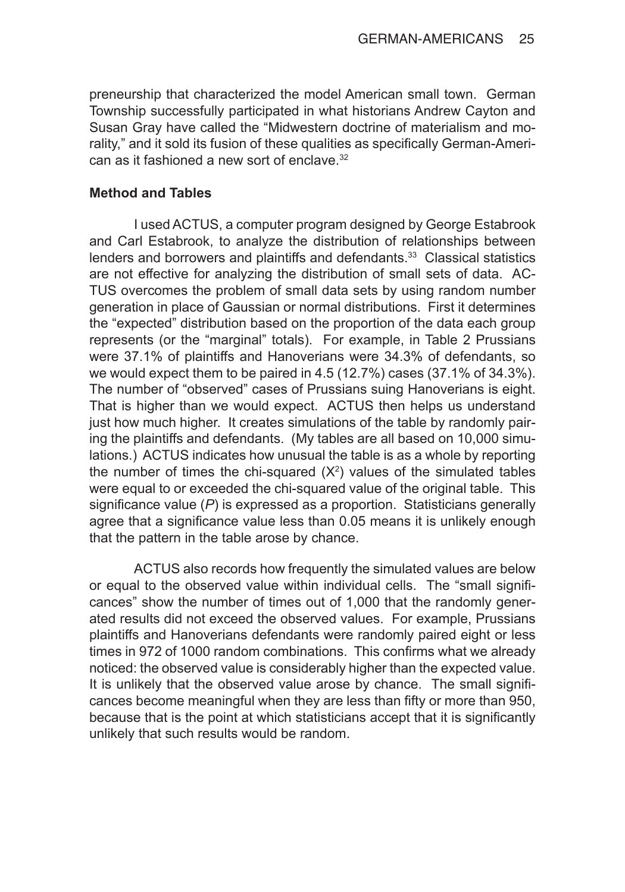preneurship that characterized the model American small town. German Township successfully participated in what historians Andrew Cayton and Susan Gray have called the "Midwestern doctrine of materialism and morality," and it sold its fusion of these qualities as specifically German-American as it fashioned a new sort of enclave.[32]

### Method and Tables

I used ACTUS, a computer program designed by George Estabrook and Carl Estabrook, to analyze the distribution of relationships between lenders and borrowers and plaintiffs and defendants.[33] Classical statistics are not effective for analyzing the distribution of small sets of data. ACTUS overcomes the problem of small data sets by using random number generation in place of Gaussian or normal distributions. First it determines the "expected" distribution based on the proportion of the data each group represents (or the "marginal" totals). For example, in Table 2 Prussians were 37.1% of plaintiffs and Hanoverians were 34.3% of defendants, so we would expect them to be paired in 4.5 (12.7%) cases (37.1% of 34.3%). The number of "observed" cases of Prussians suing Hanoverians is eight. That is higher than we would expect. ACTUS then helps us understand just how much higher. It creates simulations of the table by randomly pairing the plaintiffs and defendants. (My tables are all based on 10,000 simulations.) ACTUS indicates how unusual the table is as a whole by reporting the number of times the chi-squared ($X^2$) values of the simulated tables were equal to or exceeded the chi-squared value of the original table. This significance value (*P*) is expressed as a proportion. Statisticians generally agree that a significance value less than 0.05 means it is unlikely enough that the pattern in the table arose by chance.

ACTUS also records how frequently the simulated values are below or equal to the observed value within individual cells. The "small significances" show the number of times out of 1,000 that the randomly generated results did not exceed the observed values. For example, Prussians plaintiffs and Hanoverians defendants were randomly paired eight or less times in 972 of 1000 random combinations. This confirms what we already noticed: the observed value is considerably higher than the expected value. It is unlikely that the observed value arose by chance. The small significances become meaningful when they are less than fifty or more than 950, because that is the point at which statisticians accept that it is significantly unlikely that such results would be random.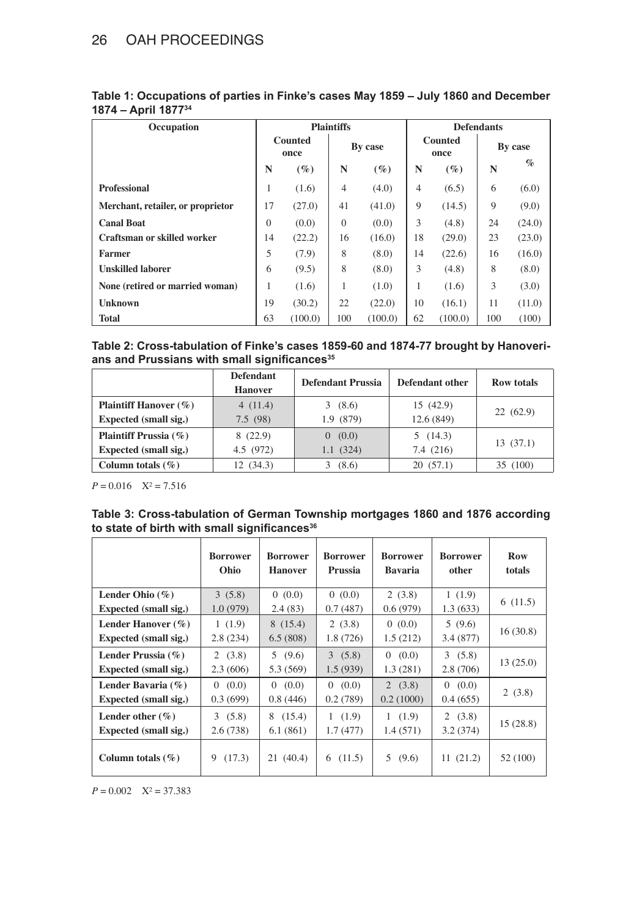**Table 1: Occupations of parties in Finke's cases May 1859 – July 1860 and December 1874 – April 1877[34]**

| Occupation | Plaintiffs | | | | Defendants | | | |
|---|---|---|---|---|---|---|---|---|
| | Counted once | | By case | | Counted once | | By case | |
| | N | (%) | N | (%) | N | (%) | N | % |
| **Professional** | 1 | (1.6) | 4 | (4.0) | 4 | (6.5) | 6 | (6.0) |
| **Merchant, retailer, or proprietor** | 17 | (27.0) | 41 | (41.0) | 9 | (14.5) | 9 | (9.0) |
| **Canal Boat** | 0 | (0.0) | 0 | (0.0) | 3 | (4.8) | 24 | (24.0) |
| **Craftsman or skilled worker** | 14 | (22.2) | 16 | (16.0) | 18 | (29.0) | 23 | (23.0) |
| **Farmer** | 5 | (7.9) | 8 | (8.0) | 14 | (22.6) | 16 | (16.0) |
| **Unskilled laborer** | 6 | (9.5) | 8 | (8.0) | 3 | (4.8) | 8 | (8.0) |
| **None (retired or married woman)** | 1 | (1.6) | 1 | (1.0) | 1 | (1.6) | 3 | (3.0) |
| **Unknown** | 19 | (30.2) | 22 | (22.0) | 10 | (16.1) | 11 | (11.0) |
| **Total** | 63 | (100.0) | 100 | (100.0) | 62 | (100.0) | 100 | (100) |

**Table 2: Cross-tabulation of Finke's cases 1859-60 and 1874-77 brought by Hanoverians and Prussians with small significances[35]**

| | Defendant Hanover | Defendant Prussia | Defendant other | Row totals |
|---|---|---|---|---|
| **Plaintiff Hanover (%)**<br>**Expected (small sig.)** | 4 (11.4)<br>7.5 (98) | 3 (8.6)<br>1.9 (879) | 15 (42.9)<br>12.6 (849) | 22 (62.9) |
| **Plaintiff Prussia (%)**<br>**Expected (small sig.)** | 8 (22.9)<br>4.5 (972) | 0 (0.0)<br>1.1 (324) | 5 (14.3)<br>7.4 (216) | 13 (37.1) |
| **Column totals (%)** | 12 (34.3) | 3 (8.6) | 20 (57.1) | 35 (100) |

$P = 0.016 \quad X^2 = 7.516$

**Table 3: Cross-tabulation of German Township mortgages 1860 and 1876 according to state of birth with small significances[36]**

| | Borrower Ohio | Borrower Hanover | Borrower Prussia | Borrower Bavaria | Borrower other | Row totals |
|---|---|---|---|---|---|---|
| **Lender Ohio (%)**<br>**Expected (small sig.)** | 3 (5.8)<br>1.0 (979) | 0 (0.0)<br>2.4 (83) | 0 (0.0)<br>0.7 (487) | 2 (3.8)<br>0.6 (979) | 1 (1.9)<br>1.3 (633) | 6 (11.5) |
| **Lender Hanover (%)**<br>**Expected (small sig.)** | 1 (1.9)<br>2.8 (234) | 8 (15.4)<br>6.5 (808) | 2 (3.8)<br>1.8 (726) | 0 (0.0)<br>1.5 (212) | 5 (9.6)<br>3.4 (877) | 16 (30.8) |
| **Lender Prussia (%)**<br>**Expected (small sig.)** | 2 (3.8)<br>2.3 (606) | 5 (9.6)<br>5.3 (569) | 3 (5.8)<br>1.5 (939) | 0 (0.0)<br>1.3 (281) | 3 (5.8)<br>2.8 (706) | 13 (25.0) |
| **Lender Bavaria (%)**<br>**Expected (small sig.)** | 0 (0.0)<br>0.3 (699) | 0 (0.0)<br>0.8 (446) | 0 (0.0)<br>0.2 (789) | 2 (3.8)<br>0.2 (1000) | 0 (0.0)<br>0.4 (655) | 2 (3.8) |
| **Lender other (%)**<br>**Expected (small sig.)** | 3 (5.8)<br>2.6 (738) | 8 (15.4)<br>6.1 (861) | 1 (1.9)<br>1.7 (477) | 1 (1.9)<br>1.4 (571) | 2 (3.8)<br>3.2 (374) | 15 (28.8) |
| **Column totals (%)** | 9 (17.3) | 21 (40.4) | 6 (11.5) | 5 (9.6) | 11 (21.2) | 52 (100) |

$P = 0.002 \quad X^2 = 37.383$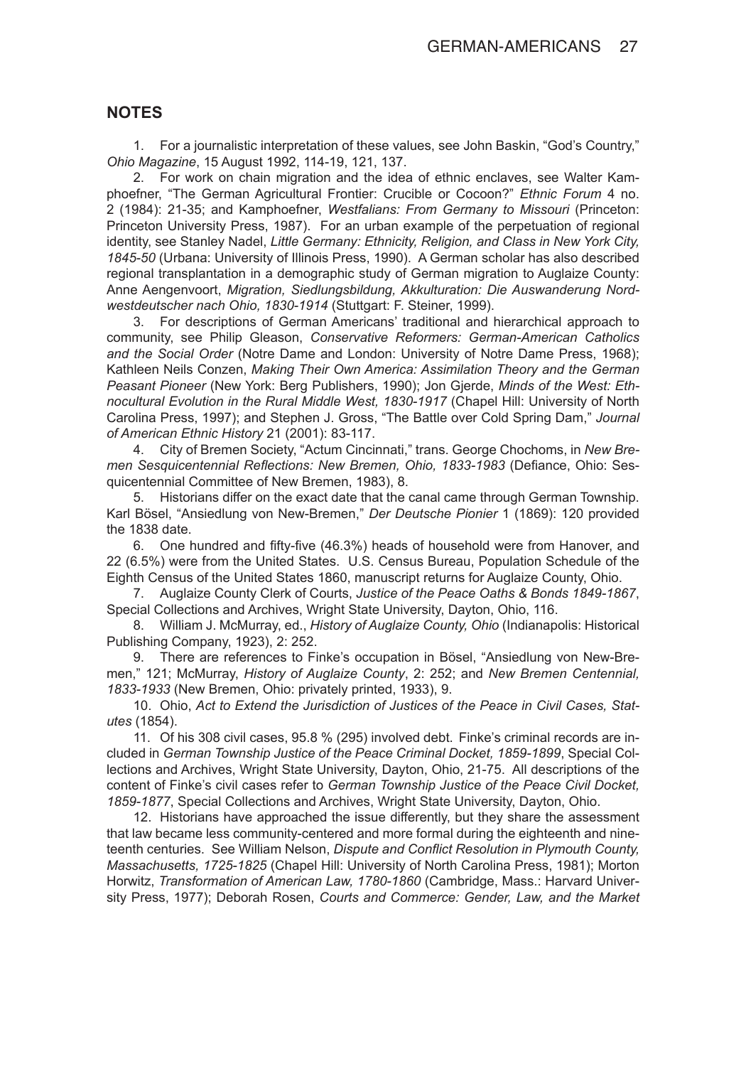## NOTES

1. For a journalistic interpretation of these values, see John Baskin, "God's Country," *Ohio Magazine*, 15 August 1992, 114-19, 121, 137.

2. For work on chain migration and the idea of ethnic enclaves, see Walter Kamphoefner, "The German Agricultural Frontier: Crucible or Cocoon?" *Ethnic Forum* 4 no. 2 (1984): 21-35; and Kamphoefner, *Westfalians: From Germany to Missouri* (Princeton: Princeton University Press, 1987). For an urban example of the perpetuation of regional identity, see Stanley Nadel, *Little Germany: Ethnicity, Religion, and Class in New York City, 1845-50* (Urbana: University of Illinois Press, 1990). A German scholar has also described regional transplantation in a demographic study of German migration to Auglaize County: Anne Aengenvoort, *Migration, Siedlungsbildung, Akkulturation: Die Auswanderung Nordwestdeutscher nach Ohio, 1830-1914* (Stuttgart: F. Steiner, 1999).

3. For descriptions of German Americans' traditional and hierarchical approach to community, see Philip Gleason, *Conservative Reformers: German-American Catholics and the Social Order* (Notre Dame and London: University of Notre Dame Press, 1968); Kathleen Neils Conzen, *Making Their Own America: Assimilation Theory and the German Peasant Pioneer* (New York: Berg Publishers, 1990); Jon Gjerde, *Minds of the West: Ethnocultural Evolution in the Rural Middle West, 1830-1917* (Chapel Hill: University of North Carolina Press, 1997); and Stephen J. Gross, "The Battle over Cold Spring Dam," *Journal of American Ethnic History* 21 (2001): 83-117.

4. City of Bremen Society, "Actum Cincinnati," trans. George Chochoms, in *New Bremen Sesquicentennial Reflections: New Bremen, Ohio, 1833-1983* (Defiance, Ohio: Sesquicentennial Committee of New Bremen, 1983), 8.

5. Historians differ on the exact date that the canal came through German Township. Karl Bösel, "Ansiedlung von New-Bremen," *Der Deutsche Pionier* 1 (1869): 120 provided the 1838 date.

6. One hundred and fifty-five (46.3%) heads of household were from Hanover, and 22 (6.5%) were from the United States. U.S. Census Bureau, Population Schedule of the Eighth Census of the United States 1860, manuscript returns for Auglaize County, Ohio.

7. Auglaize County Clerk of Courts, *Justice of the Peace Oaths & Bonds 1849-1867*, Special Collections and Archives, Wright State University, Dayton, Ohio, 116.

8. William J. McMurray, ed., *History of Auglaize County, Ohio* (Indianapolis: Historical Publishing Company, 1923), 2: 252.

9. There are references to Finke's occupation in Bösel, "Ansiedlung von New-Bremen," 121; McMurray, *History of Auglaize County*, 2: 252; and *New Bremen Centennial, 1833-1933* (New Bremen, Ohio: privately printed, 1933), 9.

10. Ohio, *Act to Extend the Jurisdiction of Justices of the Peace in Civil Cases, Statutes* (1854).

11. Of his 308 civil cases, 95.8 % (295) involved debt. Finke's criminal records are included in *German Township Justice of the Peace Criminal Docket, 1859-1899*, Special Collections and Archives, Wright State University, Dayton, Ohio, 21-75. All descriptions of the content of Finke's civil cases refer to *German Township Justice of the Peace Civil Docket, 1859-1877*, Special Collections and Archives, Wright State University, Dayton, Ohio.

12. Historians have approached the issue differently, but they share the assessment that law became less community-centered and more formal during the eighteenth and nineteenth centuries. See William Nelson, *Dispute and Conflict Resolution in Plymouth County, Massachusetts, 1725-1825* (Chapel Hill: University of North Carolina Press, 1981); Morton Horwitz, *Transformation of American Law, 1780-1860* (Cambridge, Mass.: Harvard University Press, 1977); Deborah Rosen, *Courts and Commerce: Gender, Law, and the Market*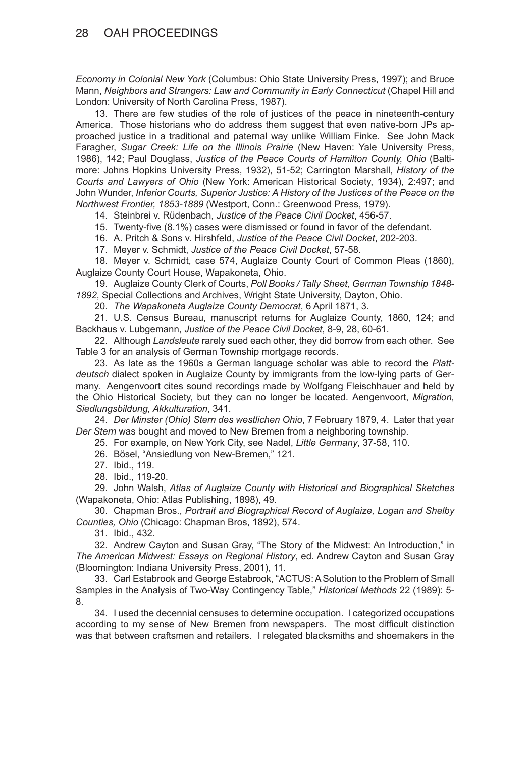*Economy in Colonial New York* (Columbus: Ohio State University Press, 1997); and Bruce Mann, *Neighbors and Strangers: Law and Community in Early Connecticut* (Chapel Hill and London: University of North Carolina Press, 1987).

13. There are few studies of the role of justices of the peace in nineteenth-century America. Those historians who do address them suggest that even native-born JPs approached justice in a traditional and paternal way unlike William Finke. See John Mack Faragher, *Sugar Creek: Life on the Illinois Prairie* (New Haven: Yale University Press, 1986), 142; Paul Douglass, *Justice of the Peace Courts of Hamilton County, Ohio* (Baltimore: Johns Hopkins University Press, 1932), 51-52; Carrington Marshall, *History of the Courts and Lawyers of Ohio* (New York: American Historical Society, 1934), 2:497; and John Wunder, *Inferior Courts, Superior Justice: A History of the Justices of the Peace on the Northwest Frontier, 1853-1889* (Westport, Conn.: Greenwood Press, 1979).

14. Steinbrei v. Rüdenbach, *Justice of the Peace Civil Docket*, 456-57.

15. Twenty-five (8.1%) cases were dismissed or found in favor of the defendant.

16. A. Pritch & Sons v. Hirshfeld, *Justice of the Peace Civil Docket*, 202-203.

17. Meyer v. Schmidt, *Justice of the Peace Civil Docket*, 57-58.

18. Meyer v. Schmidt, case 574, Auglaize County Court of Common Pleas (1860), Auglaize County Court House, Wapakoneta, Ohio.

19. Auglaize County Clerk of Courts, *Poll Books / Tally Sheet, German Township 1848-1892*, Special Collections and Archives, Wright State University, Dayton, Ohio.

20. *The Wapakoneta Auglaize County Democrat*, 6 April 1871, 3.

21. U.S. Census Bureau, manuscript returns for Auglaize County, 1860, 124; and Backhaus v. Lubgemann, *Justice of the Peace Civil Docket*, 8-9, 28, 60-61.

22. Although *Landsleute* rarely sued each other, they did borrow from each other. See Table 3 for an analysis of German Township mortgage records.

23. As late as the 1960s a German language scholar was able to record the *Plattdeutsch* dialect spoken in Auglaize County by immigrants from the low-lying parts of Germany. Aengenvoort cites sound recordings made by Wolfgang Fleischhauer and held by the Ohio Historical Society, but they can no longer be located. Aengenvoort, *Migration, Siedlungsbildung, Akkulturation*, 341.

24. *Der Minster (Ohio) Stern des westlichen Ohio*, 7 February 1879, 4. Later that year *Der Stern* was bought and moved to New Bremen from a neighboring township.

25. For example, on New York City, see Nadel, *Little Germany*, 37-58, 110.

26. Bösel, "Ansiedlung von New-Bremen," 121.

27. Ibid., 119.

28. Ibid., 119-20.

29. John Walsh, *Atlas of Auglaize County with Historical and Biographical Sketches* (Wapakoneta, Ohio: Atlas Publishing, 1898), 49.

30. Chapman Bros., *Portrait and Biographical Record of Auglaize, Logan and Shelby Counties, Ohio* (Chicago: Chapman Bros, 1892), 574.

31. Ibid., 432.

32. Andrew Cayton and Susan Gray, "The Story of the Midwest: An Introduction," in *The American Midwest: Essays on Regional History*, ed. Andrew Cayton and Susan Gray (Bloomington: Indiana University Press, 2001), 11.

33. Carl Estabrook and George Estabrook, "ACTUS: A Solution to the Problem of Small Samples in the Analysis of Two-Way Contingency Table," *Historical Methods* 22 (1989): 5-8.

34. I used the decennial censuses to determine occupation. I categorized occupations according to my sense of New Bremen from newspapers. The most difficult distinction was that between craftsmen and retailers. I relegated blacksmiths and shoemakers in the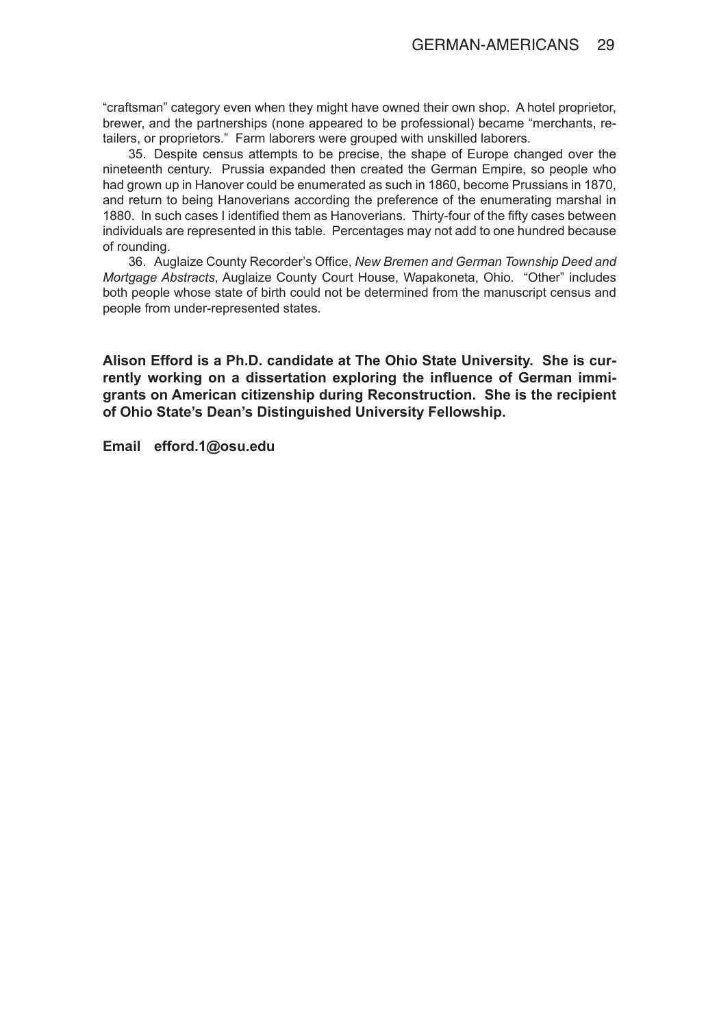"craftsman" category even when they might have owned their own shop. A hotel proprietor, brewer, and the partnerships (none appeared to be professional) became "merchants, retailers, or proprietors." Farm laborers were grouped with unskilled laborers.

35. Despite census attempts to be precise, the shape of Europe changed over the nineteenth century. Prussia expanded then created the German Empire, so people who had grown up in Hanover could be enumerated as such in 1860, become Prussians in 1870, and return to being Hanoverians according the preference of the enumerating marshal in 1880. In such cases I identified them as Hanoverians. Thirty-four of the fifty cases between individuals are represented in this table. Percentages may not add to one hundred because of rounding.

36. Auglaize County Recorder's Office, *New Bremen and German Township Deed and Mortgage Abstracts*, Auglaize County Court House, Wapakoneta, Ohio. "Other" includes both people whose state of birth could not be determined from the manuscript census and people from under-represented states.

**Alison Efford is a Ph.D. candidate at The Ohio State University. She is currently working on a dissertation exploring the influence of German immigrants on American citizenship during Reconstruction. She is the recipient of Ohio State's Dean's Distinguished University Fellowship.**

**Email efford.1@osu.edu**